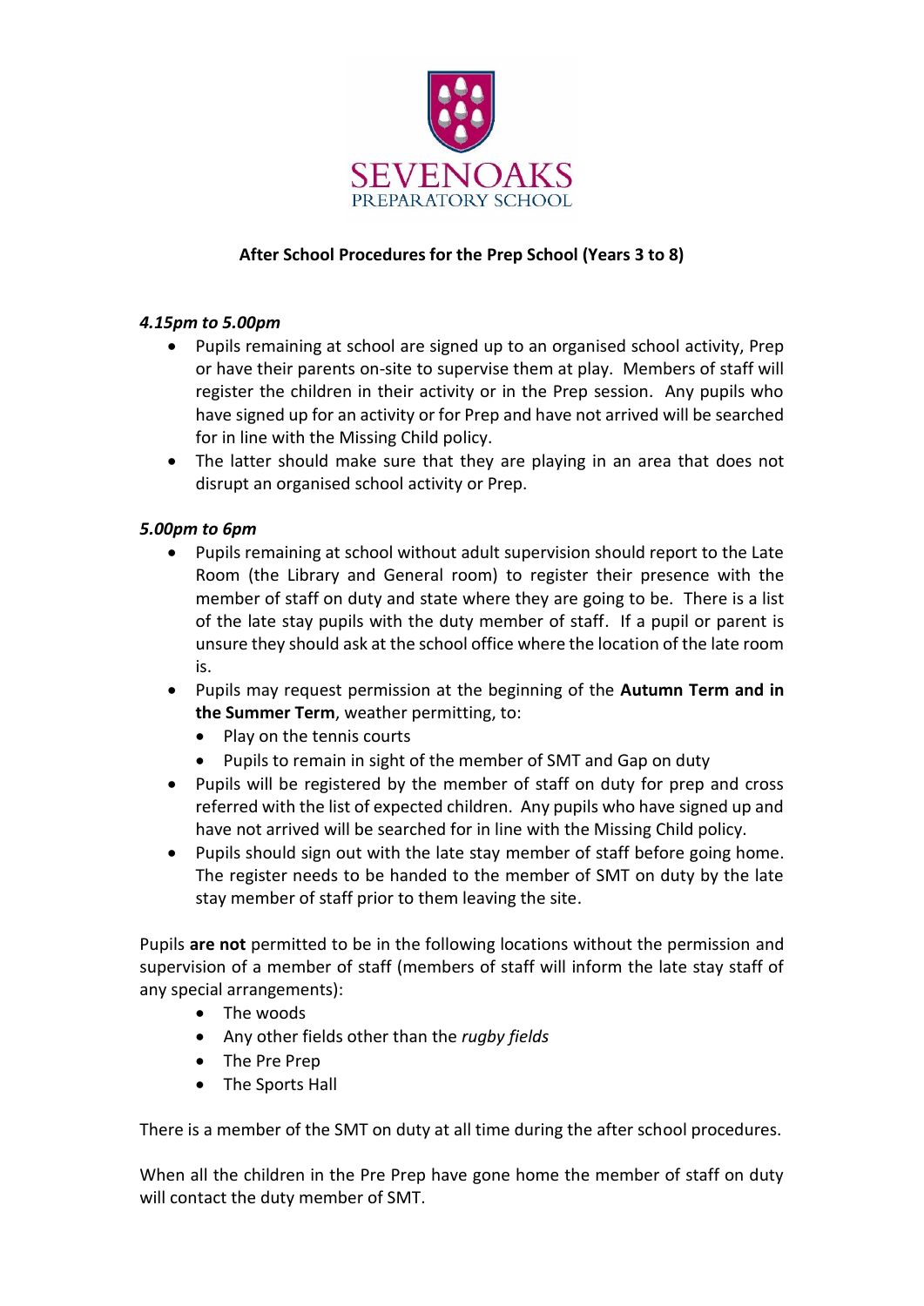SEVENOAKS
PREPARATORY SCHOOL

## After School Procedures for the Prep School (Years 3 to 8)

### *4.15pm to 5.00pm*

- Pupils remaining at school are signed up to an organised school activity, Prep or have their parents on-site to supervise them at play. Members of staff will register the children in their activity or in the Prep session. Any pupils who have signed up for an activity or for Prep and have not arrived will be searched for in line with the Missing Child policy.
- The latter should make sure that they are playing in an area that does not disrupt an organised school activity or Prep.

### *5.00pm to 6pm*

- Pupils remaining at school without adult supervision should report to the Late Room (the Library and General room) to register their presence with the member of staff on duty and state where they are going to be. There is a list of the late stay pupils with the duty member of staff. If a pupil or parent is unsure they should ask at the school office where the location of the late room is.
- Pupils may request permission at the beginning of the **Autumn Term and in the Summer Term**, weather permitting, to:
  - Play on the tennis courts
  - Pupils to remain in sight of the member of SMT and Gap on duty
- Pupils will be registered by the member of staff on duty for prep and cross referred with the list of expected children. Any pupils who have signed up and have not arrived will be searched for in line with the Missing Child policy.
- Pupils should sign out with the late stay member of staff before going home. The register needs to be handed to the member of SMT on duty by the late stay member of staff prior to them leaving the site.

Pupils **are not** permitted to be in the following locations without the permission and supervision of a member of staff (members of staff will inform the late stay staff of any special arrangements):

- The woods
- Any other fields other than the *rugby fields*
- The Pre Prep
- The Sports Hall

There is a member of the SMT on duty at all time during the after school procedures.

When all the children in the Pre Prep have gone home the member of staff on duty will contact the duty member of SMT.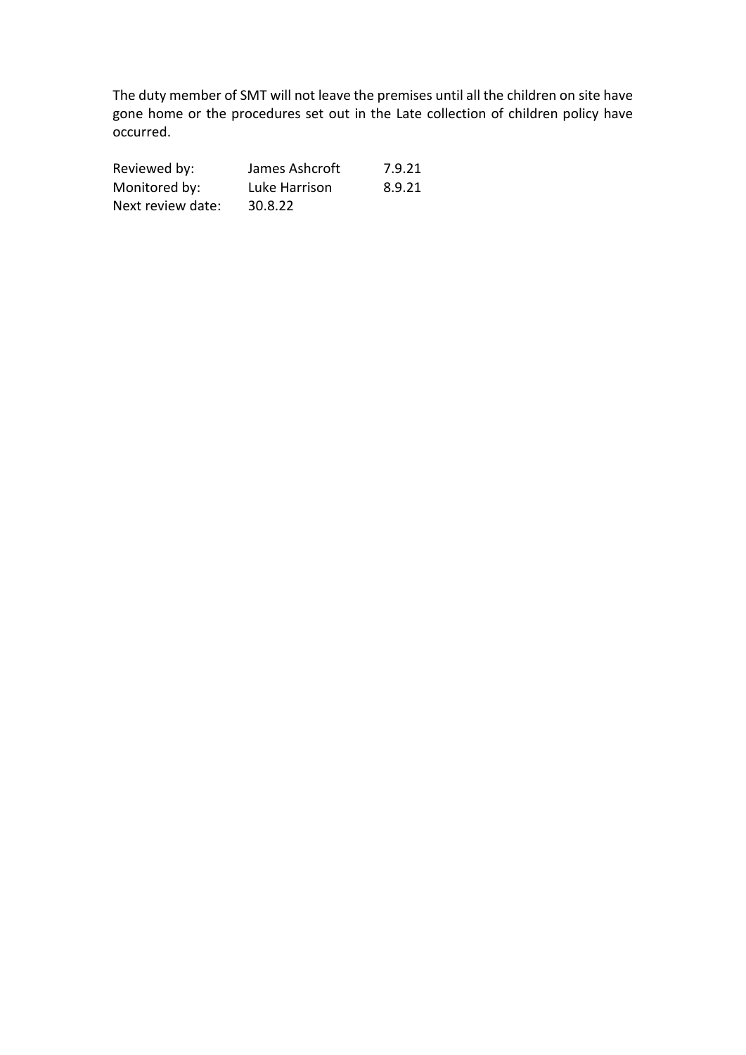The duty member of SMT will not leave the premises until all the children on site have gone home or the procedures set out in the Late collection of children policy have occurred.

| | | |
|---|---|---|
| Reviewed by: | James Ashcroft | 7.9.21 |
| Monitored by: | Luke Harrison | 8.9.21 |
| Next review date: | 30.8.22 | |